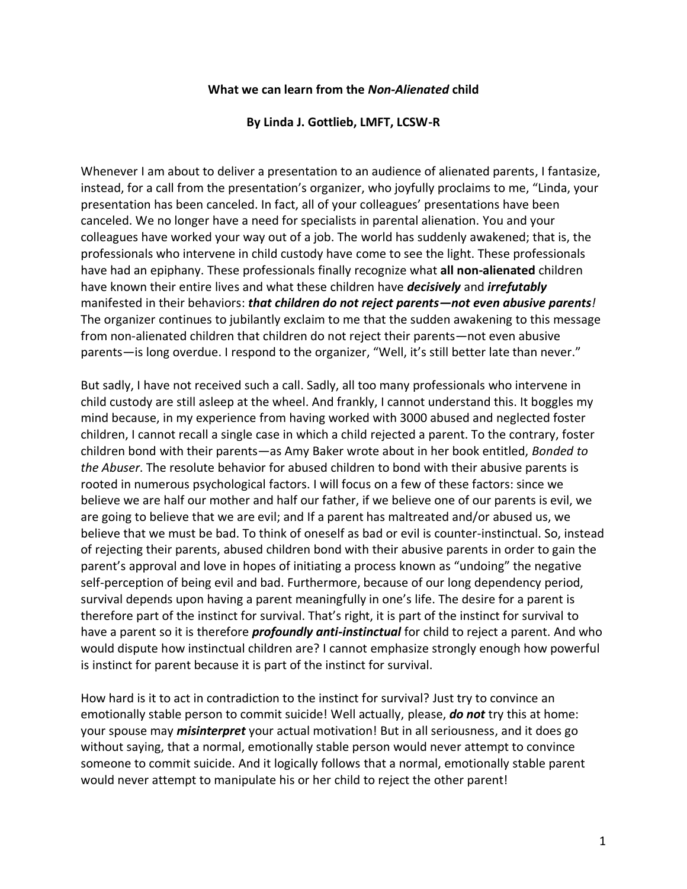**What we can learn from the *Non-Alienated* child**

**By Linda J. Gottlieb, LMFT, LCSW-R**

Whenever I am about to deliver a presentation to an audience of alienated parents, I fantasize, instead, for a call from the presentation's organizer, who joyfully proclaims to me, "Linda, your presentation has been canceled. In fact, all of your colleagues' presentations have been canceled. We no longer have a need for specialists in parental alienation. You and your colleagues have worked your way out of a job. The world has suddenly awakened; that is, the professionals who intervene in child custody have come to see the light. These professionals have had an epiphany. These professionals finally recognize what **all non-alienated** children have known their entire lives and what these children have ***decisively*** and ***irrefutably*** manifested in their behaviors: ***that children do not reject parents—not even abusive parents****!* The organizer continues to jubilantly exclaim to me that the sudden awakening to this message from non-alienated children that children do not reject their parents—not even abusive parents—is long overdue. I respond to the organizer, "Well, it's still better late than never."

But sadly, I have not received such a call. Sadly, all too many professionals who intervene in child custody are still asleep at the wheel. And frankly, I cannot understand this. It boggles my mind because, in my experience from having worked with 3000 abused and neglected foster children, I cannot recall a single case in which a child rejected a parent. To the contrary, foster children bond with their parents—as Amy Baker wrote about in her book entitled, *Bonded to the Abuser*. The resolute behavior for abused children to bond with their abusive parents is rooted in numerous psychological factors. I will focus on a few of these factors: since we believe we are half our mother and half our father, if we believe one of our parents is evil, we are going to believe that we are evil; and If a parent has maltreated and/or abused us, we believe that we must be bad. To think of oneself as bad or evil is counter-instinctual. So, instead of rejecting their parents, abused children bond with their abusive parents in order to gain the parent's approval and love in hopes of initiating a process known as "undoing" the negative self-perception of being evil and bad. Furthermore, because of our long dependency period, survival depends upon having a parent meaningfully in one's life. The desire for a parent is therefore part of the instinct for survival. That's right, it is part of the instinct for survival to have a parent so it is therefore ***profoundly anti-instinctual*** for child to reject a parent. And who would dispute how instinctual children are? I cannot emphasize strongly enough how powerful is instinct for parent because it is part of the instinct for survival.

How hard is it to act in contradiction to the instinct for survival? Just try to convince an emotionally stable person to commit suicide! Well actually, please, ***do not*** try this at home: your spouse may ***misinterpret*** your actual motivation! But in all seriousness, and it does go without saying, that a normal, emotionally stable person would never attempt to convince someone to commit suicide. And it logically follows that a normal, emotionally stable parent would never attempt to manipulate his or her child to reject the other parent!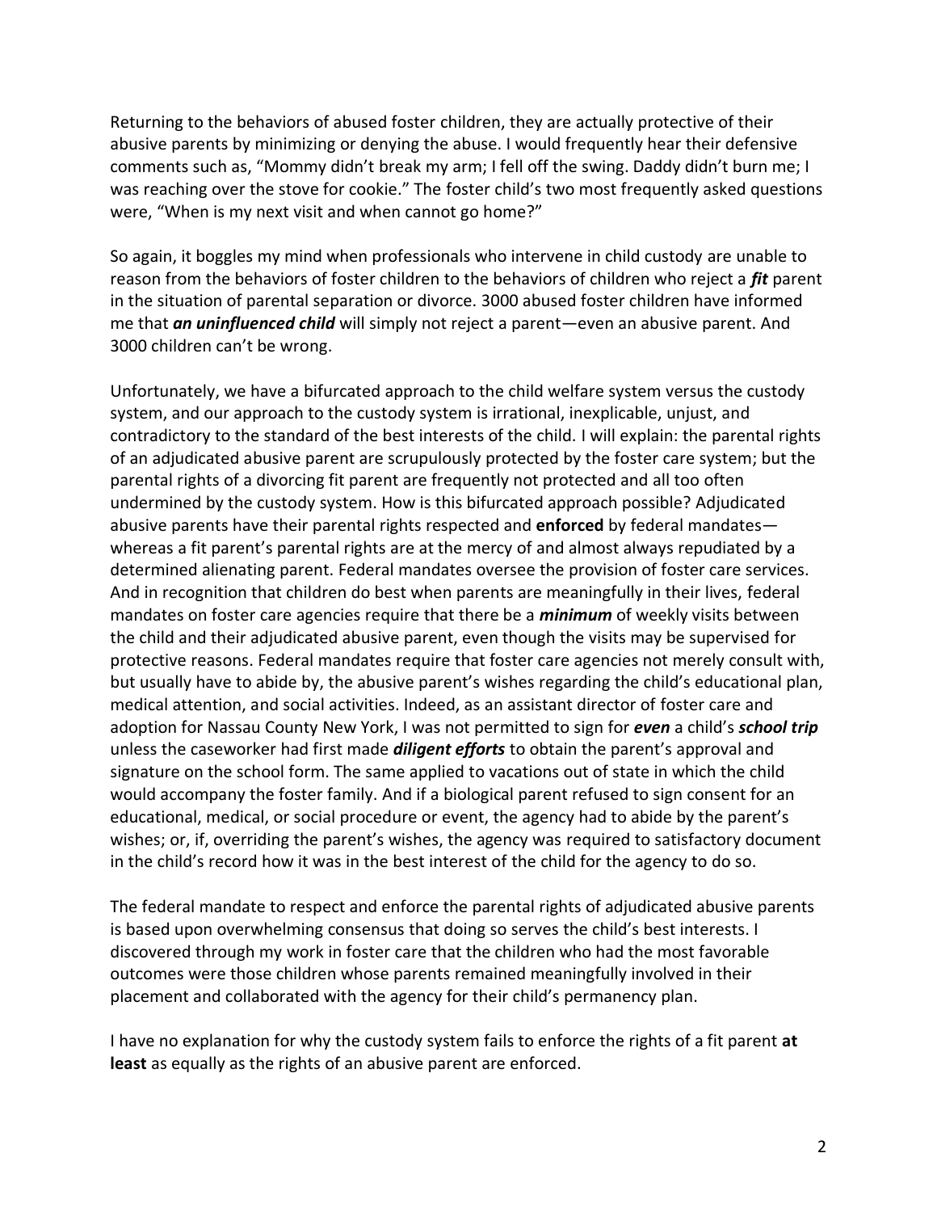Returning to the behaviors of abused foster children, they are actually protective of their abusive parents by minimizing or denying the abuse. I would frequently hear their defensive comments such as, "Mommy didn't break my arm; I fell off the swing. Daddy didn't burn me; I was reaching over the stove for cookie." The foster child's two most frequently asked questions were, "When is my next visit and when cannot go home?"

So again, it boggles my mind when professionals who intervene in child custody are unable to reason from the behaviors of foster children to the behaviors of children who reject a ***fit*** parent in the situation of parental separation or divorce. 3000 abused foster children have informed me that ***an uninfluenced child*** will simply not reject a parent—even an abusive parent. And 3000 children can't be wrong.

Unfortunately, we have a bifurcated approach to the child welfare system versus the custody system, and our approach to the custody system is irrational, inexplicable, unjust, and contradictory to the standard of the best interests of the child. I will explain: the parental rights of an adjudicated abusive parent are scrupulously protected by the foster care system; but the parental rights of a divorcing fit parent are frequently not protected and all too often undermined by the custody system. How is this bifurcated approach possible? Adjudicated abusive parents have their parental rights respected and **enforced** by federal mandates—whereas a fit parent's parental rights are at the mercy of and almost always repudiated by a determined alienating parent. Federal mandates oversee the provision of foster care services. And in recognition that children do best when parents are meaningfully in their lives, federal mandates on foster care agencies require that there be a ***minimum*** of weekly visits between the child and their adjudicated abusive parent, even though the visits may be supervised for protective reasons. Federal mandates require that foster care agencies not merely consult with, but usually have to abide by, the abusive parent's wishes regarding the child's educational plan, medical attention, and social activities. Indeed, as an assistant director of foster care and adoption for Nassau County New York, I was not permitted to sign for ***even*** a child's ***school trip*** unless the caseworker had first made ***diligent efforts*** to obtain the parent's approval and signature on the school form. The same applied to vacations out of state in which the child would accompany the foster family. And if a biological parent refused to sign consent for an educational, medical, or social procedure or event, the agency had to abide by the parent's wishes; or, if, overriding the parent's wishes, the agency was required to satisfactory document in the child's record how it was in the best interest of the child for the agency to do so.

The federal mandate to respect and enforce the parental rights of adjudicated abusive parents is based upon overwhelming consensus that doing so serves the child's best interests. I discovered through my work in foster care that the children who had the most favorable outcomes were those children whose parents remained meaningfully involved in their placement and collaborated with the agency for their child's permanency plan.

I have no explanation for why the custody system fails to enforce the rights of a fit parent **at least** as equally as the rights of an abusive parent are enforced.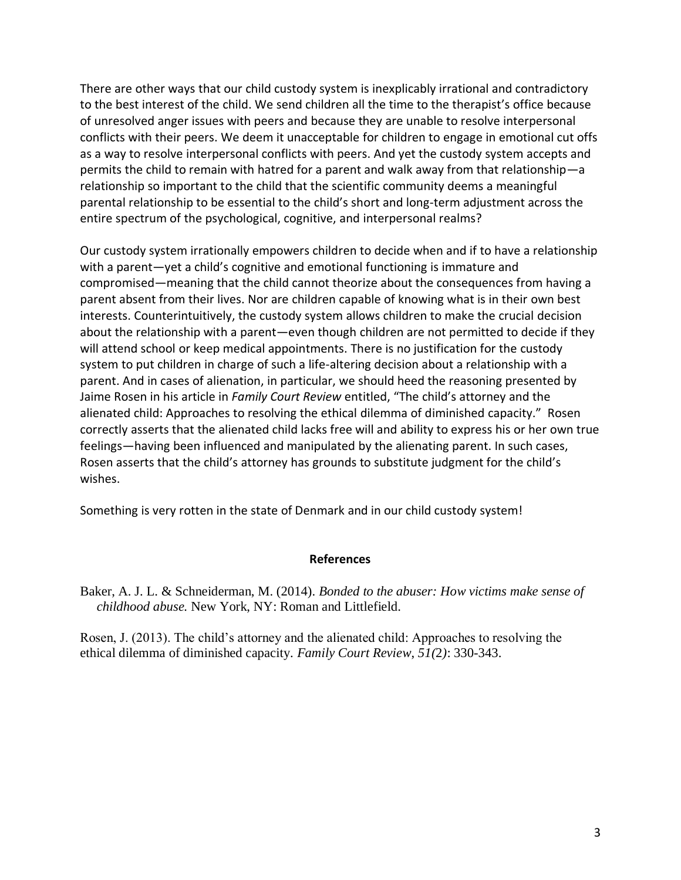There are other ways that our child custody system is inexplicably irrational and contradictory to the best interest of the child. We send children all the time to the therapist's office because of unresolved anger issues with peers and because they are unable to resolve interpersonal conflicts with their peers. We deem it unacceptable for children to engage in emotional cut offs as a way to resolve interpersonal conflicts with peers. And yet the custody system accepts and permits the child to remain with hatred for a parent and walk away from that relationship—a relationship so important to the child that the scientific community deems a meaningful parental relationship to be essential to the child's short and long-term adjustment across the entire spectrum of the psychological, cognitive, and interpersonal realms?

Our custody system irrationally empowers children to decide when and if to have a relationship with a parent—yet a child's cognitive and emotional functioning is immature and compromised—meaning that the child cannot theorize about the consequences from having a parent absent from their lives. Nor are children capable of knowing what is in their own best interests. Counterintuitively, the custody system allows children to make the crucial decision about the relationship with a parent—even though children are not permitted to decide if they will attend school or keep medical appointments. There is no justification for the custody system to put children in charge of such a life-altering decision about a relationship with a parent. And in cases of alienation, in particular, we should heed the reasoning presented by Jaime Rosen in his article in *Family Court Review* entitled, "The child's attorney and the alienated child: Approaches to resolving the ethical dilemma of diminished capacity." Rosen correctly asserts that the alienated child lacks free will and ability to express his or her own true feelings—having been influenced and manipulated by the alienating parent. In such cases, Rosen asserts that the child's attorney has grounds to substitute judgment for the child's wishes.

Something is very rotten in the state of Denmark and in our child custody system!

## References

Baker, A. J. L. & Schneiderman, M. (2014). *Bonded to the abuser: How victims make sense of childhood abuse.* New York, NY: Roman and Littlefield.

Rosen, J. (2013). The child's attorney and the alienated child: Approaches to resolving the ethical dilemma of diminished capacity. *Family Court Review*, *51(*2*)*: 330-343.